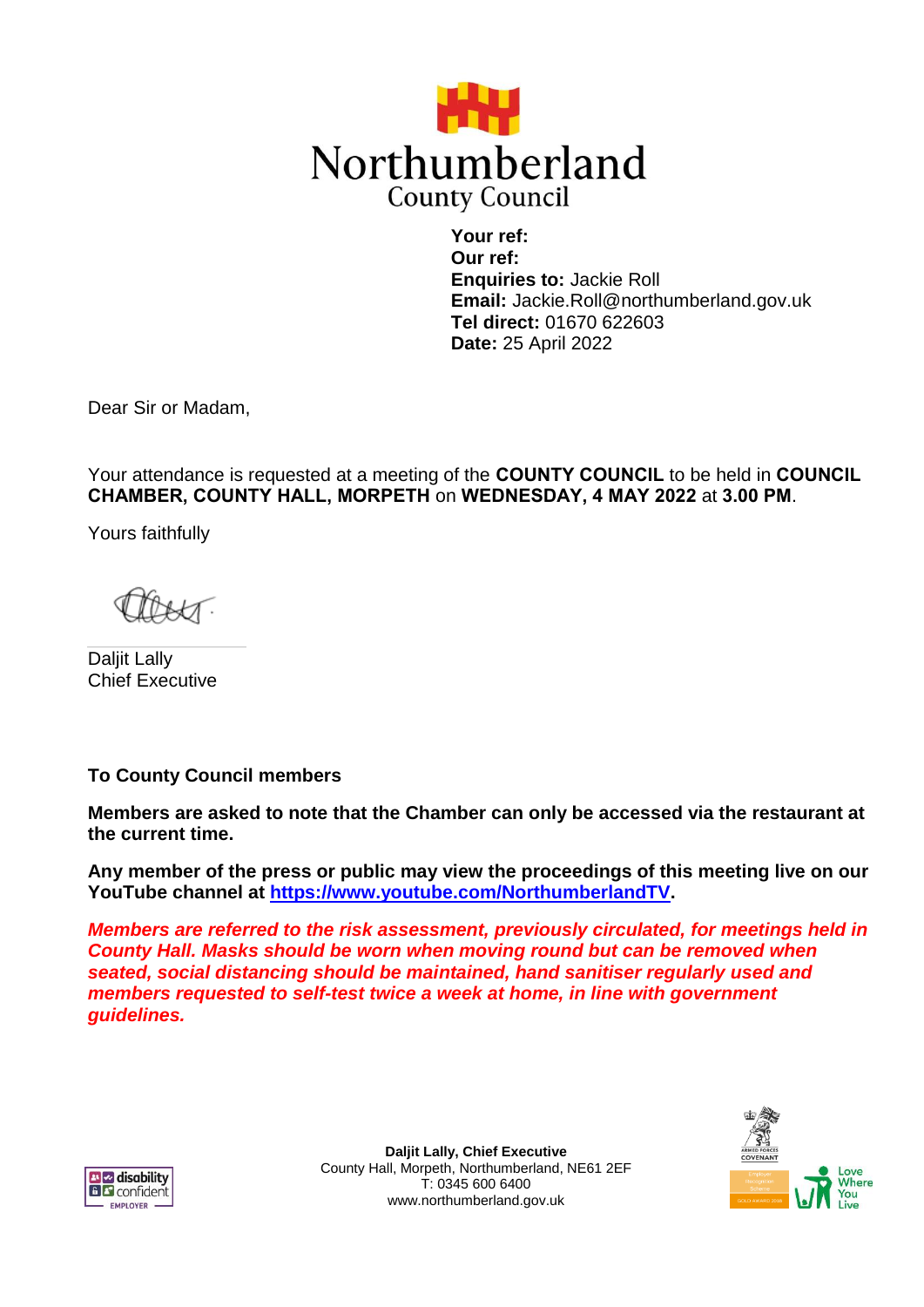Northumberland
County Council

**Your ref:**
**Our ref:**
**Enquiries to:** Jackie Roll
**Email:** Jackie.Roll@northumberland.gov.uk
**Tel direct:** 01670 622603
**Date:** 25 April 2022

Dear Sir or Madam,

Your attendance is requested at a meeting of the **COUNTY COUNCIL** to be held in **COUNCIL CHAMBER, COUNTY HALL, MORPETH** on **WEDNESDAY, 4 MAY 2022** at **3.00 PM**.

Yours faithfully

Daljit Lally
Chief Executive

**To County Council members**

**Members are asked to note that the Chamber can only be accessed via the restaurant at the current time.**

**Any member of the press or public may view the proceedings of this meeting live on our YouTube channel at [https://www.youtube.com/NorthumberlandTV](https://www.youtube.com/NorthumberlandTV).**

***Members are referred to the risk assessment, previously circulated, for meetings held in County Hall. Masks should be worn when moving round but can be removed when seated, social distancing should be maintained, hand sanitiser regularly used and members requested to self-test twice a week at home, in line with government guidelines.***

**Daljit Lally, Chief Executive**
County Hall, Morpeth, Northumberland, NE61 2EF
T: 0345 600 6400
www.northumberland.gov.uk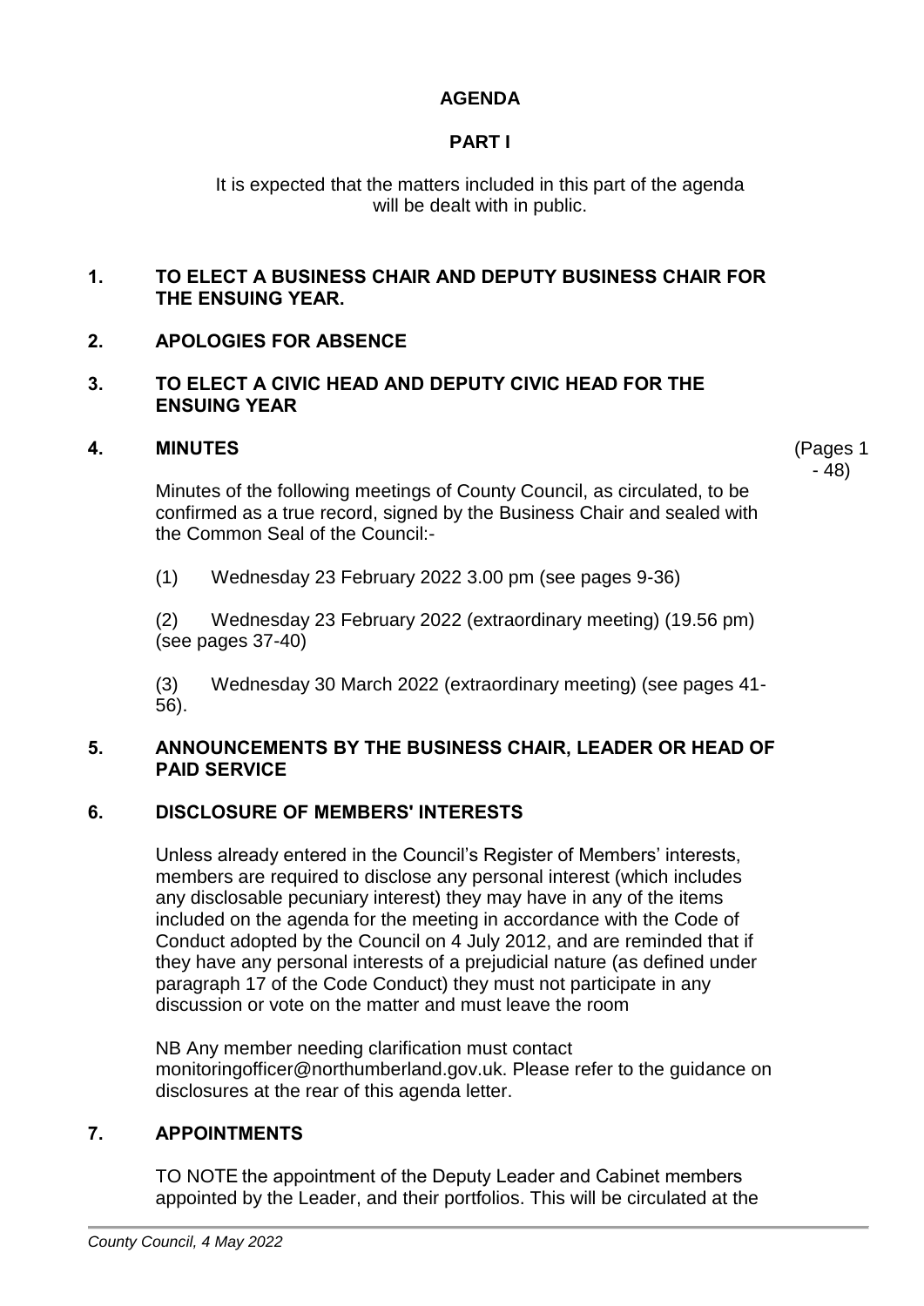# AGENDA

## PART I

It is expected that the matters included in this part of the agenda will be dealt with in public.

**1. TO ELECT A BUSINESS CHAIR AND DEPUTY BUSINESS CHAIR FOR THE ENSUING YEAR.**

**2. APOLOGIES FOR ABSENCE**

**3. TO ELECT A CIVIC HEAD AND DEPUTY CIVIC HEAD FOR THE ENSUING YEAR**

**4. MINUTES** (Pages 1 - 48)

Minutes of the following meetings of County Council, as circulated, to be confirmed as a true record, signed by the Business Chair and sealed with the Common Seal of the Council:-

(1) Wednesday 23 February 2022 3.00 pm (see pages 9-36)

(2) Wednesday 23 February 2022 (extraordinary meeting) (19.56 pm) (see pages 37-40)

(3) Wednesday 30 March 2022 (extraordinary meeting) (see pages 41-56).

**5. ANNOUNCEMENTS BY THE BUSINESS CHAIR, LEADER OR HEAD OF PAID SERVICE**

**6. DISCLOSURE OF MEMBERS' INTERESTS**

Unless already entered in the Council's Register of Members' interests, members are required to disclose any personal interest (which includes any disclosable pecuniary interest) they may have in any of the items included on the agenda for the meeting in accordance with the Code of Conduct adopted by the Council on 4 July 2012, and are reminded that if they have any personal interests of a prejudicial nature (as defined under paragraph 17 of the Code Conduct) they must not participate in any discussion or vote on the matter and must leave the room

NB Any member needing clarification must contact monitoringofficer@northumberland.gov.uk. Please refer to the guidance on disclosures at the rear of this agenda letter.

**7. APPOINTMENTS**

TO NOTE the appointment of the Deputy Leader and Cabinet members appointed by the Leader, and their portfolios. This will be circulated at the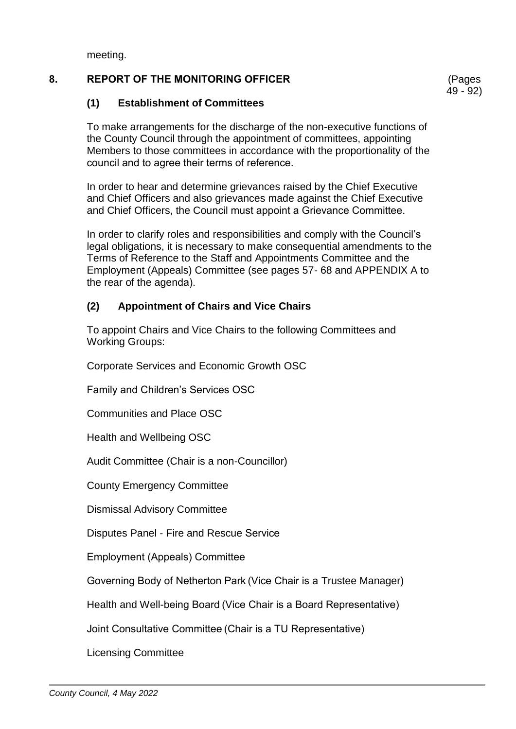meeting.

## 8. REPORT OF THE MONITORING OFFICER (Pages 49 - 92)

### (1) Establishment of Committees

To make arrangements for the discharge of the non-executive functions of the County Council through the appointment of committees, appointing Members to those committees in accordance with the proportionality of the council and to agree their terms of reference.

In order to hear and determine grievances raised by the Chief Executive and Chief Officers and also grievances made against the Chief Executive and Chief Officers, the Council must appoint a Grievance Committee.

In order to clarify roles and responsibilities and comply with the Council's legal obligations, it is necessary to make consequential amendments to the Terms of Reference to the Staff and Appointments Committee and the Employment (Appeals) Committee (see pages 57- 68 and APPENDIX A to the rear of the agenda).

### (2) Appointment of Chairs and Vice Chairs

To appoint Chairs and Vice Chairs to the following Committees and Working Groups:

Corporate Services and Economic Growth OSC

Family and Children's Services OSC

Communities and Place OSC

Health and Wellbeing OSC

Audit Committee (Chair is a non-Councillor)

County Emergency Committee

Dismissal Advisory Committee

Disputes Panel - Fire and Rescue Service

Employment (Appeals) Committee

Governing Body of Netherton Park (Vice Chair is a Trustee Manager)

Health and Well-being Board (Vice Chair is a Board Representative)

Joint Consultative Committee (Chair is a TU Representative)

Licensing Committee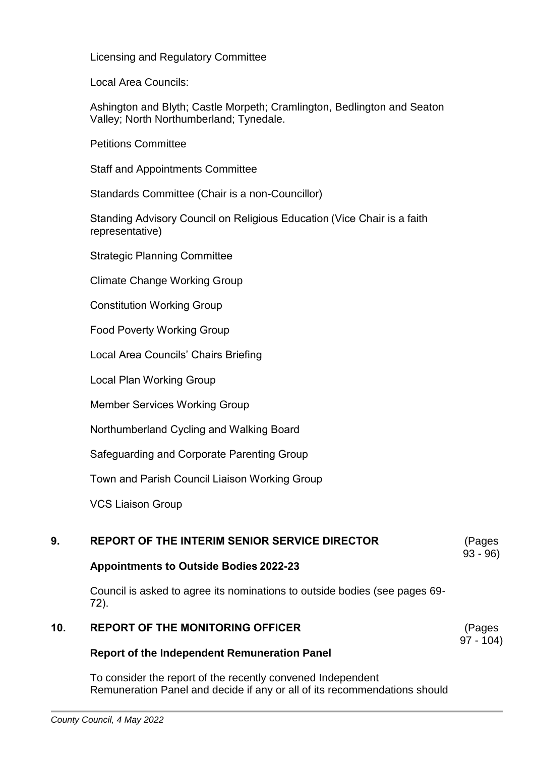Licensing and Regulatory Committee

Local Area Councils:

Ashington and Blyth; Castle Morpeth; Cramlington, Bedlington and Seaton Valley; North Northumberland; Tynedale.

Petitions Committee

Staff and Appointments Committee

Standards Committee (Chair is a non-Councillor)

Standing Advisory Council on Religious Education (Vice Chair is a faith representative)

Strategic Planning Committee

Climate Change Working Group

Constitution Working Group

Food Poverty Working Group

Local Area Councils' Chairs Briefing

Local Plan Working Group

Member Services Working Group

Northumberland Cycling and Walking Board

Safeguarding and Corporate Parenting Group

Town and Parish Council Liaison Working Group

VCS Liaison Group

## 9. REPORT OF THE INTERIM SENIOR SERVICE DIRECTOR (Pages 93 - 96)

**Appointments to Outside Bodies 2022-23**

Council is asked to agree its nominations to outside bodies (see pages 69-72).

## 10. REPORT OF THE MONITORING OFFICER (Pages 97 - 104)

**Report of the Independent Remuneration Panel**

To consider the report of the recently convened Independent Remuneration Panel and decide if any or all of its recommendations should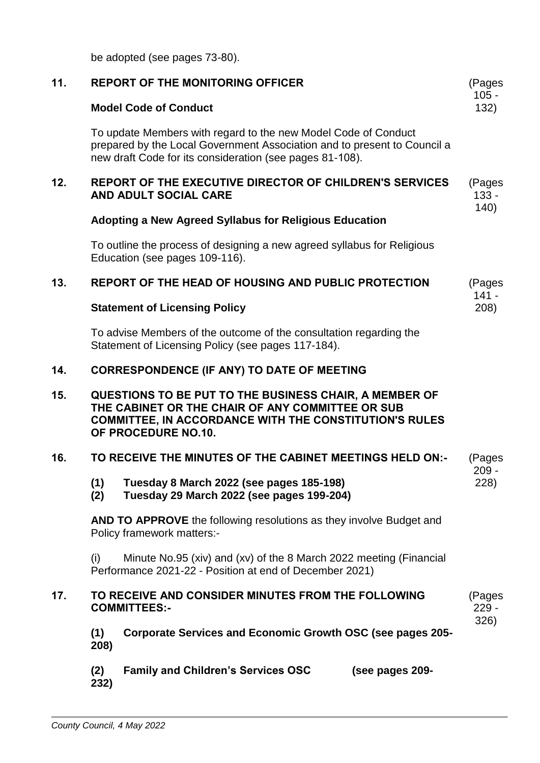be adopted (see pages 73-80).

**11. REPORT OF THE MONITORING OFFICER** (Pages 105 - 132)

**Model Code of Conduct**

To update Members with regard to the new Model Code of Conduct prepared by the Local Government Association and to present to Council a new draft Code for its consideration (see pages 81-108).

**12. REPORT OF THE EXECUTIVE DIRECTOR OF CHILDREN'S SERVICES AND ADULT SOCIAL CARE** (Pages 133 - 140)

**Adopting a New Agreed Syllabus for Religious Education**

To outline the process of designing a new agreed syllabus for Religious Education (see pages 109-116).

**13. REPORT OF THE HEAD OF HOUSING AND PUBLIC PROTECTION** (Pages 141 - 208)

**Statement of Licensing Policy**

To advise Members of the outcome of the consultation regarding the Statement of Licensing Policy (see pages 117-184).

**14. CORRESPONDENCE (IF ANY) TO DATE OF MEETING**

**15. QUESTIONS TO BE PUT TO THE BUSINESS CHAIR, A MEMBER OF THE CABINET OR THE CHAIR OF ANY COMMITTEE OR SUB COMMITTEE, IN ACCORDANCE WITH THE CONSTITUTION'S RULES OF PROCEDURE NO.10.**

**16. TO RECEIVE THE MINUTES OF THE CABINET MEETINGS HELD ON:-** (Pages 209 - 228)

**(1) Tuesday 8 March 2022 (see pages 185-198)**
**(2) Tuesday 29 March 2022 (see pages 199-204)**

**AND TO APPROVE** the following resolutions as they involve Budget and Policy framework matters:-

(i) Minute No.95 (xiv) and (xv) of the 8 March 2022 meeting (Financial Performance 2021-22 - Position at end of December 2021)

**17. TO RECEIVE AND CONSIDER MINUTES FROM THE FOLLOWING COMMITTEES:-** (Pages 229 - 326)

**(1) Corporate Services and Economic Growth OSC (see pages 205-208)**

**(2) Family and Children's Services OSC (see pages 209-232)**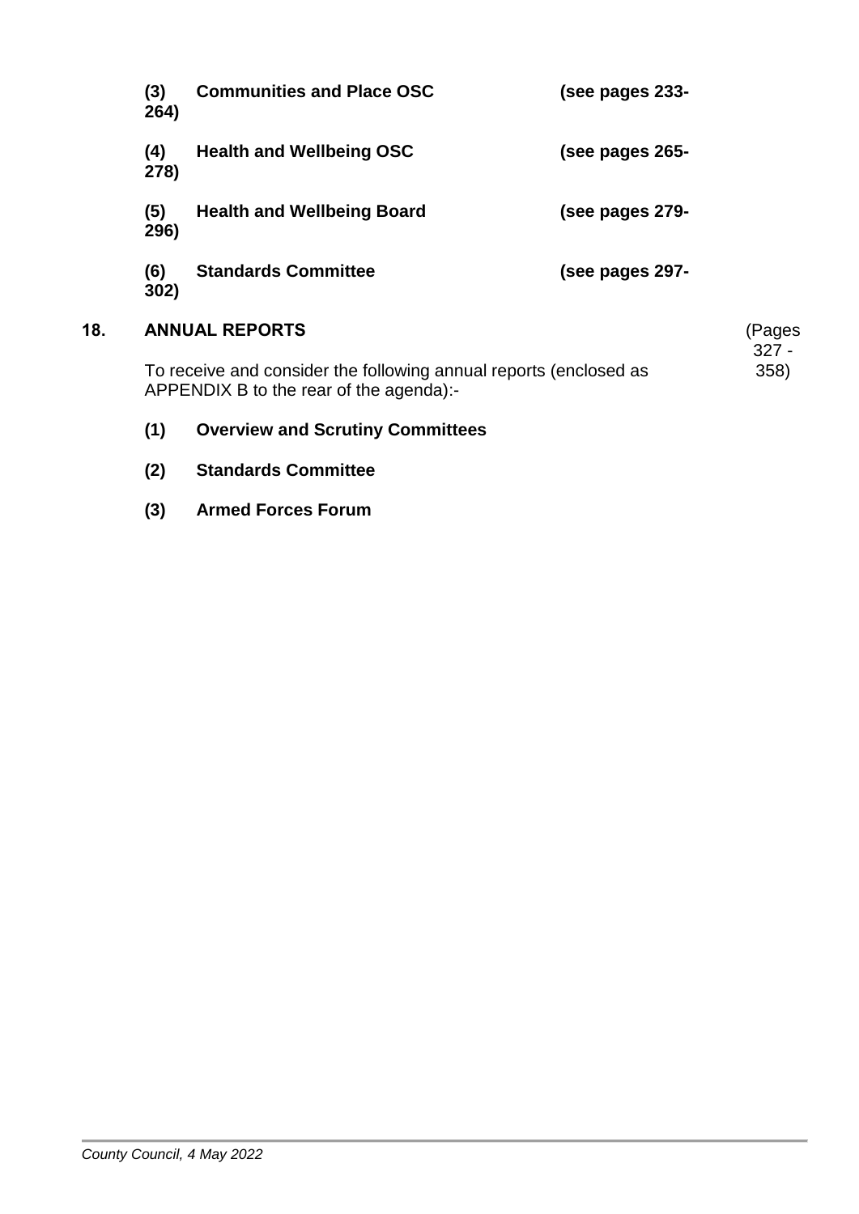**(3) Communities and Place OSC (see pages 233-264)**

**(4) Health and Wellbeing OSC (see pages 265-278)**

**(5) Health and Wellbeing Board (see pages 279-296)**

**(6) Standards Committee (see pages 297-302)**

## 18. ANNUAL REPORTS

(Pages 327 - 358)

To receive and consider the following annual reports (enclosed as APPENDIX B to the rear of the agenda):-

**(1) Overview and Scrutiny Committees**

**(2) Standards Committee**

**(3) Armed Forces Forum**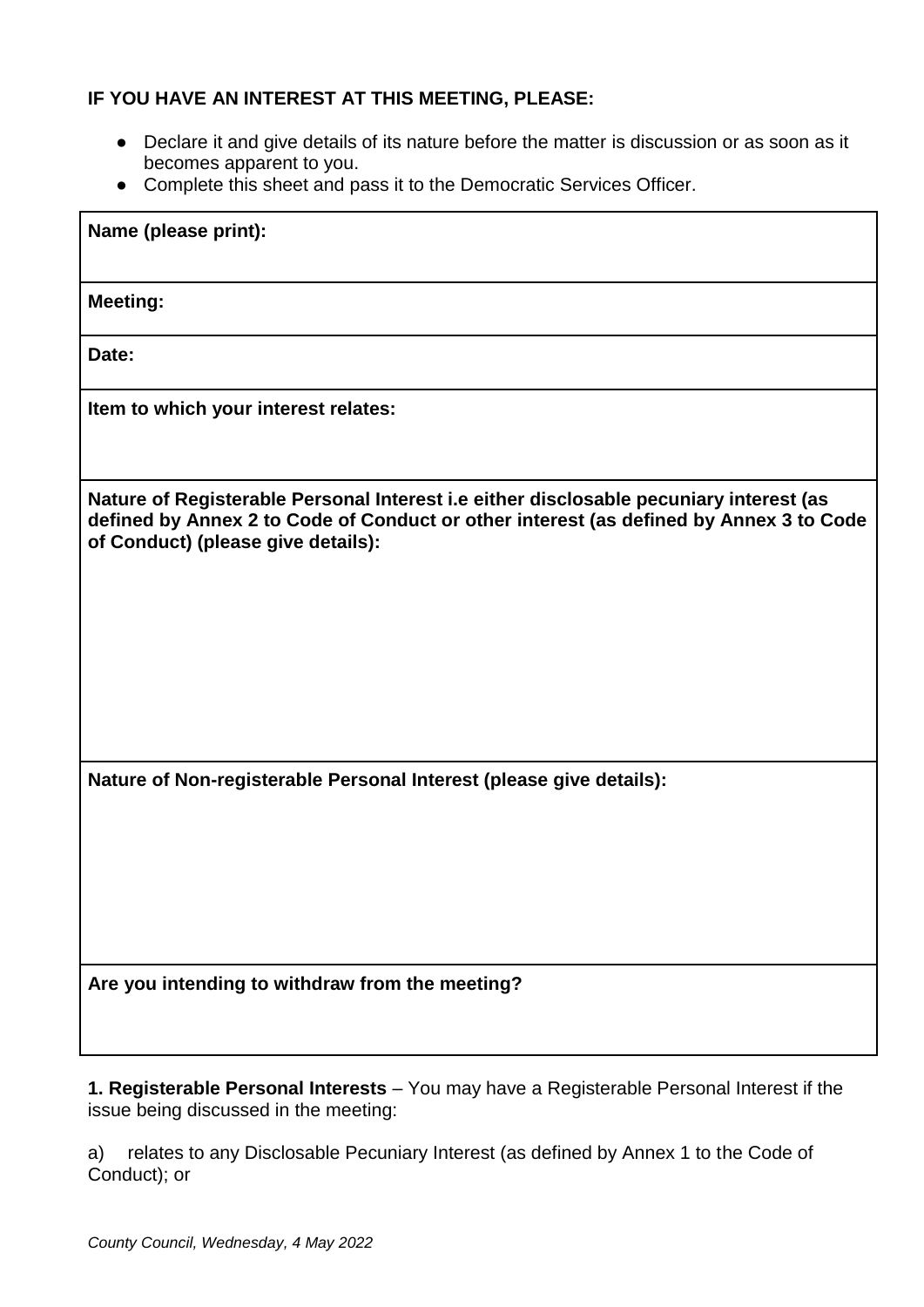**IF YOU HAVE AN INTEREST AT THIS MEETING, PLEASE:**

- Declare it and give details of its nature before the matter is discussion or as soon as it becomes apparent to you.
- Complete this sheet and pass it to the Democratic Services Officer.

| **Name (please print):** |
|---|
| **Meeting:** |
| **Date:** |
| **Item to which your interest relates:** |
| **Nature of Registerable Personal Interest i.e either disclosable pecuniary interest (as defined by Annex 2 to Code of Conduct or other interest (as defined by Annex 3 to Code of Conduct) (please give details):** |
| **Nature of Non-registerable Personal Interest (please give details):** |
| **Are you intending to withdraw from the meeting?** |

**1. Registerable Personal Interests** – You may have a Registerable Personal Interest if the issue being discussed in the meeting:

a) relates to any Disclosable Pecuniary Interest (as defined by Annex 1 to the Code of Conduct); or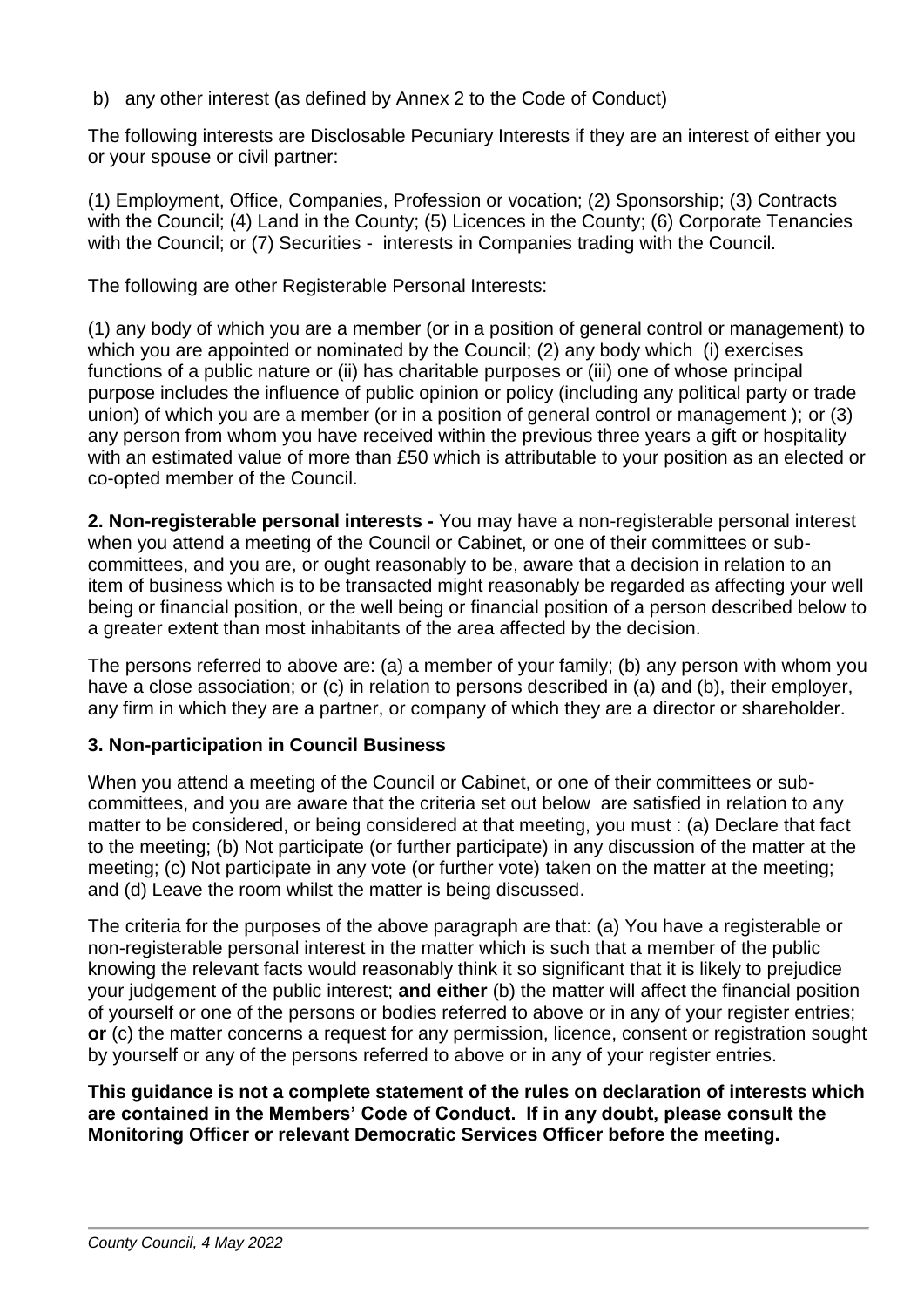b) any other interest (as defined by Annex 2 to the Code of Conduct)

The following interests are Disclosable Pecuniary Interests if they are an interest of either you or your spouse or civil partner:

(1) Employment, Office, Companies, Profession or vocation; (2) Sponsorship; (3) Contracts with the Council; (4) Land in the County; (5) Licences in the County; (6) Corporate Tenancies with the Council; or (7) Securities - interests in Companies trading with the Council.

The following are other Registerable Personal Interests:

(1) any body of which you are a member (or in a position of general control or management) to which you are appointed or nominated by the Council; (2) any body which (i) exercises functions of a public nature or (ii) has charitable purposes or (iii) one of whose principal purpose includes the influence of public opinion or policy (including any political party or trade union) of which you are a member (or in a position of general control or management ); or (3) any person from whom you have received within the previous three years a gift or hospitality with an estimated value of more than £50 which is attributable to your position as an elected or co-opted member of the Council.

**2. Non-registerable personal interests -** You may have a non-registerable personal interest when you attend a meeting of the Council or Cabinet, or one of their committees or sub-committees, and you are, or ought reasonably to be, aware that a decision in relation to an item of business which is to be transacted might reasonably be regarded as affecting your well being or financial position, or the well being or financial position of a person described below to a greater extent than most inhabitants of the area affected by the decision.

The persons referred to above are: (a) a member of your family; (b) any person with whom you have a close association; or (c) in relation to persons described in (a) and (b), their employer, any firm in which they are a partner, or company of which they are a director or shareholder.

**3. Non-participation in Council Business**

When you attend a meeting of the Council or Cabinet, or one of their committees or sub-committees, and you are aware that the criteria set out below are satisfied in relation to any matter to be considered, or being considered at that meeting, you must : (a) Declare that fact to the meeting; (b) Not participate (or further participate) in any discussion of the matter at the meeting; (c) Not participate in any vote (or further vote) taken on the matter at the meeting; and (d) Leave the room whilst the matter is being discussed.

The criteria for the purposes of the above paragraph are that: (a) You have a registerable or non-registerable personal interest in the matter which is such that a member of the public knowing the relevant facts would reasonably think it so significant that it is likely to prejudice your judgement of the public interest; **and either** (b) the matter will affect the financial position of yourself or one of the persons or bodies referred to above or in any of your register entries; **or** (c) the matter concerns a request for any permission, licence, consent or registration sought by yourself or any of the persons referred to above or in any of your register entries.

**This guidance is not a complete statement of the rules on declaration of interests which are contained in the Members' Code of Conduct. If in any doubt, please consult the Monitoring Officer or relevant Democratic Services Officer before the meeting.**